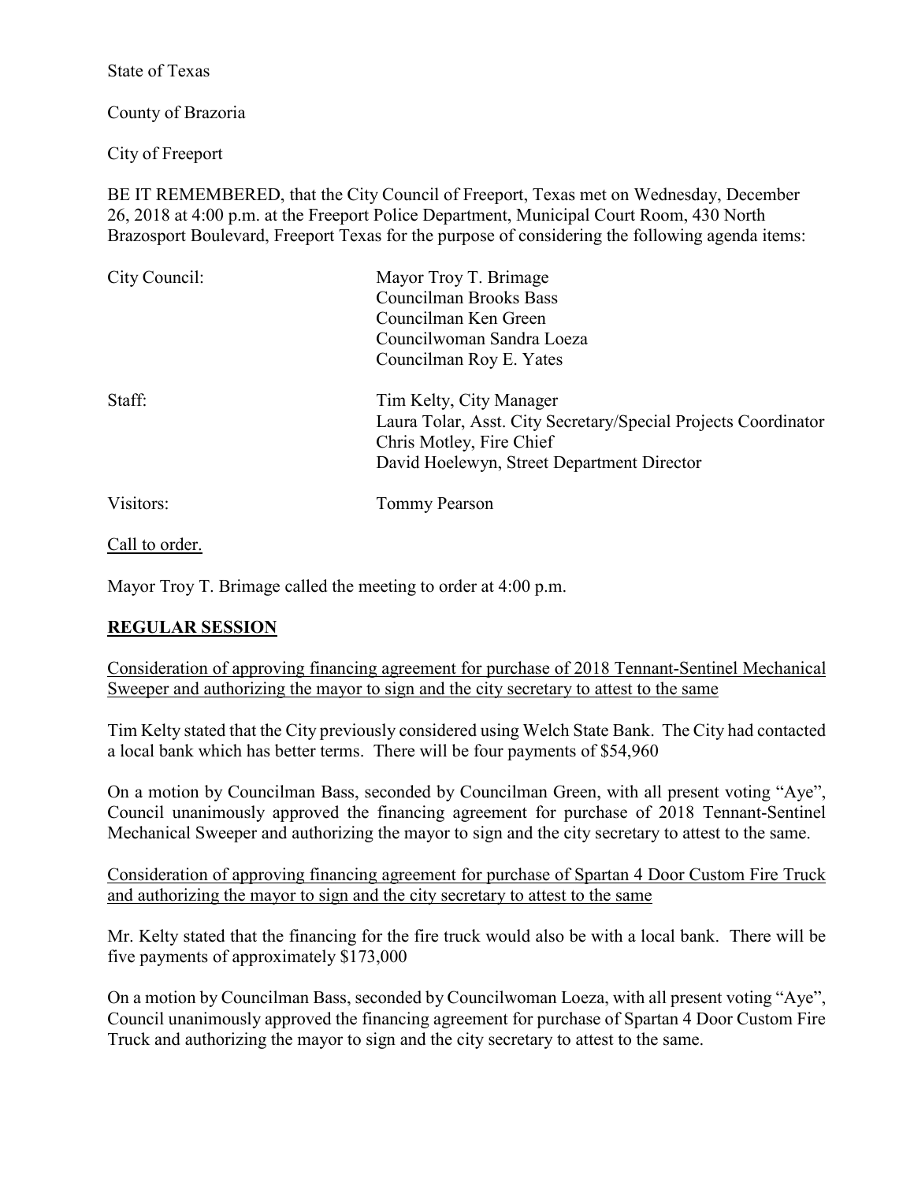State of Texas

County of Brazoria

City of Freeport

BE IT REMEMBERED, that the City Council of Freeport, Texas met on Wednesday, December 26, 2018 at 4:00 p.m. at the Freeport Police Department, Municipal Court Room, 430 North Brazosport Boulevard, Freeport Texas for the purpose of considering the following agenda items:

| | |
|---|---|
| City Council: | Mayor Troy T. Brimage<br>Councilman Brooks Bass<br>Councilman Ken Green<br>Councilwoman Sandra Loeza<br>Councilman Roy E. Yates |
| Staff: | Tim Kelty, City Manager<br>Laura Tolar, Asst. City Secretary/Special Projects Coordinator<br>Chris Motley, Fire Chief<br>David Hoelewyn, Street Department Director |
| Visitors: | Tommy Pearson |

Call to order.

Mayor Troy T. Brimage called the meeting to order at 4:00 p.m.

## REGULAR SESSION

Consideration of approving financing agreement for purchase of 2018 Tennant-Sentinel Mechanical Sweeper and authorizing the mayor to sign and the city secretary to attest to the same

Tim Kelty stated that the City previously considered using Welch State Bank. The City had contacted a local bank which has better terms. There will be four payments of $54,960

On a motion by Councilman Bass, seconded by Councilman Green, with all present voting "Aye", Council unanimously approved the financing agreement for purchase of 2018 Tennant-Sentinel Mechanical Sweeper and authorizing the mayor to sign and the city secretary to attest to the same.

Consideration of approving financing agreement for purchase of Spartan 4 Door Custom Fire Truck and authorizing the mayor to sign and the city secretary to attest to the same

Mr. Kelty stated that the financing for the fire truck would also be with a local bank. There will be five payments of approximately $173,000

On a motion by Councilman Bass, seconded by Councilwoman Loeza, with all present voting "Aye", Council unanimously approved the financing agreement for purchase of Spartan 4 Door Custom Fire Truck and authorizing the mayor to sign and the city secretary to attest to the same.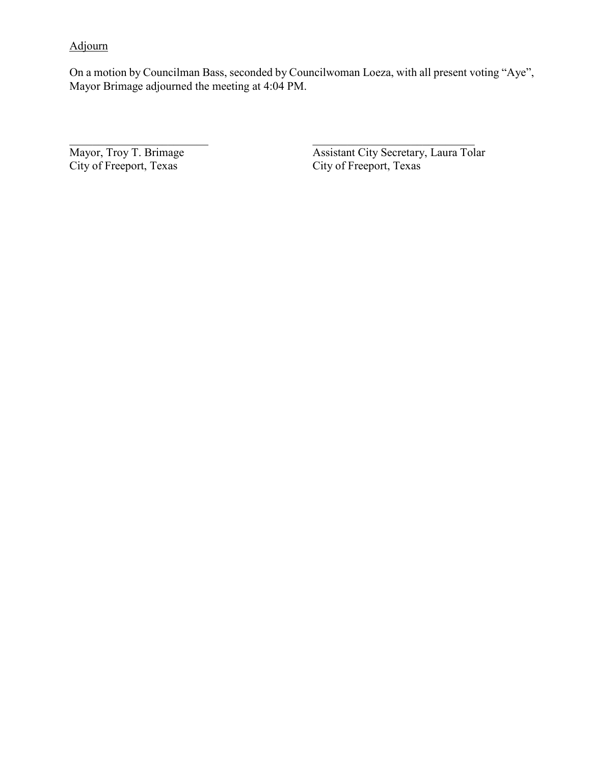Adjourn

On a motion by Councilman Bass, seconded by Councilwoman Loeza, with all present voting "Aye", Mayor Brimage adjourned the meeting at 4:04 PM.

| | |
|---|---|
| _________________________ | _____________________________ |
| Mayor, Troy T. Brimage | Assistant City Secretary, Laura Tolar |
| City of Freeport, Texas | City of Freeport, Texas |